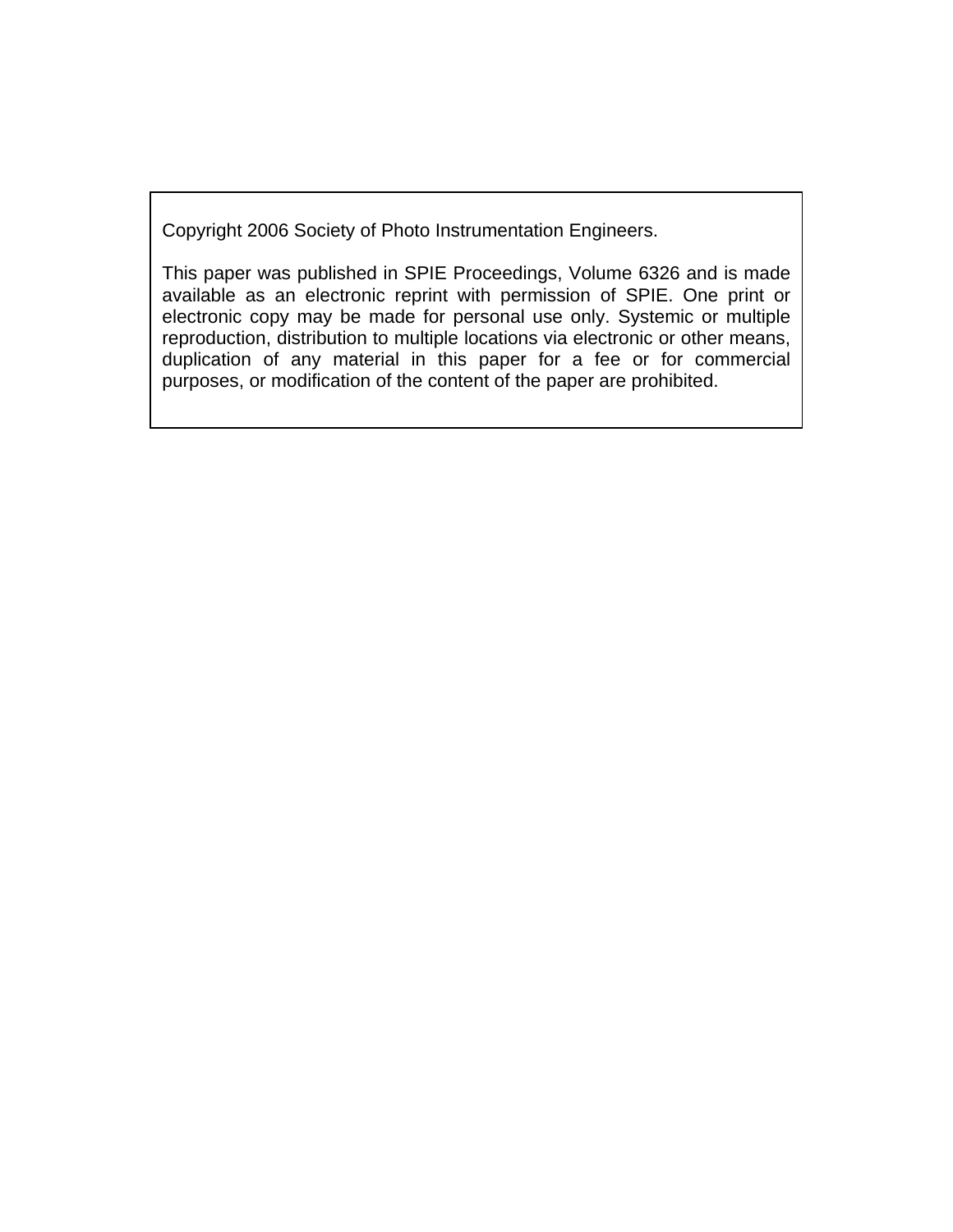Copyright 2006 Society of Photo Instrumentation Engineers.

This paper was published in SPIE Proceedings, Volume 6326 and is made available as an electronic reprint with permission of SPIE. One print or electronic copy may be made for personal use only. Systemic or multiple reproduction, distribution to multiple locations via electronic or other means, duplication of any material in this paper for a fee or for commercial purposes, or modification of the content of the paper are prohibited.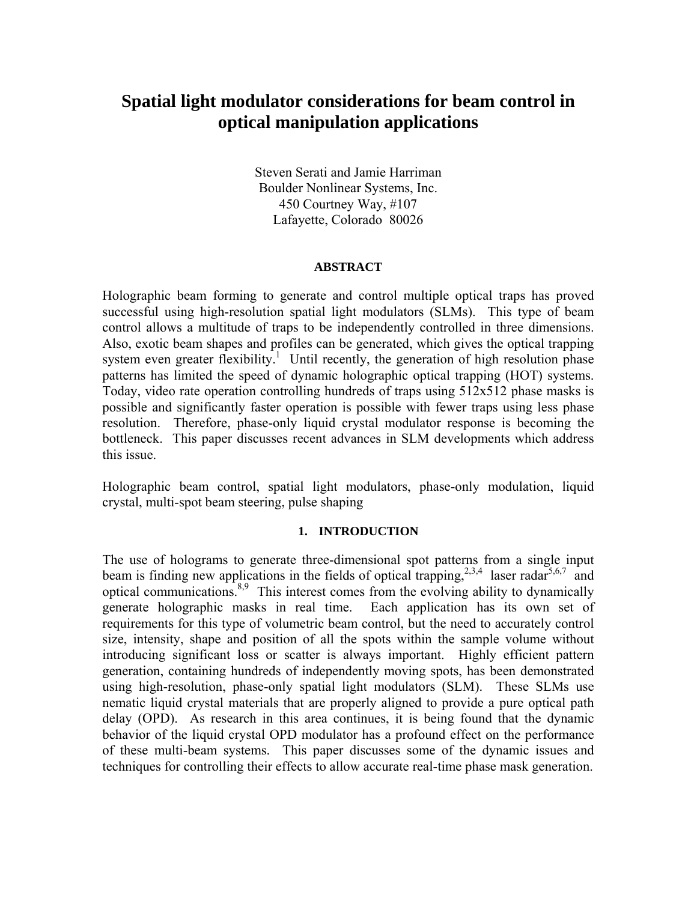# Spatial light modulator considerations for beam control in optical manipulation applications

Steven Serati and Jamie Harriman
Boulder Nonlinear Systems, Inc.
450 Courtney Way, #107
Lafayette, Colorado 80026

**ABSTRACT**

Holographic beam forming to generate and control multiple optical traps has proved successful using high-resolution spatial light modulators (SLMs). This type of beam control allows a multitude of traps to be independently controlled in three dimensions. Also, exotic beam shapes and profiles can be generated, which gives the optical trapping system even greater flexibility.[1] Until recently, the generation of high resolution phase patterns has limited the speed of dynamic holographic optical trapping (HOT) systems. Today, video rate operation controlling hundreds of traps using 512x512 phase masks is possible and significantly faster operation is possible with fewer traps using less phase resolution. Therefore, phase-only liquid crystal modulator response is becoming the bottleneck. This paper discusses recent advances in SLM developments which address this issue.

Holographic beam control, spatial light modulators, phase-only modulation, liquid crystal, multi-spot beam steering, pulse shaping

## 1. INTRODUCTION

The use of holograms to generate three-dimensional spot patterns from a single input beam is finding new applications in the fields of optical trapping,[2,3,4] laser radar[5,6,7] and optical communications.[8,9] This interest comes from the evolving ability to dynamically generate holographic masks in real time. Each application has its own set of requirements for this type of volumetric beam control, but the need to accurately control size, intensity, shape and position of all the spots within the sample volume without introducing significant loss or scatter is always important. Highly efficient pattern generation, containing hundreds of independently moving spots, has been demonstrated using high-resolution, phase-only spatial light modulators (SLM). These SLMs use nematic liquid crystal materials that are properly aligned to provide a pure optical path delay (OPD). As research in this area continues, it is being found that the dynamic behavior of the liquid crystal OPD modulator has a profound effect on the performance of these multi-beam systems. This paper discusses some of the dynamic issues and techniques for controlling their effects to allow accurate real-time phase mask generation.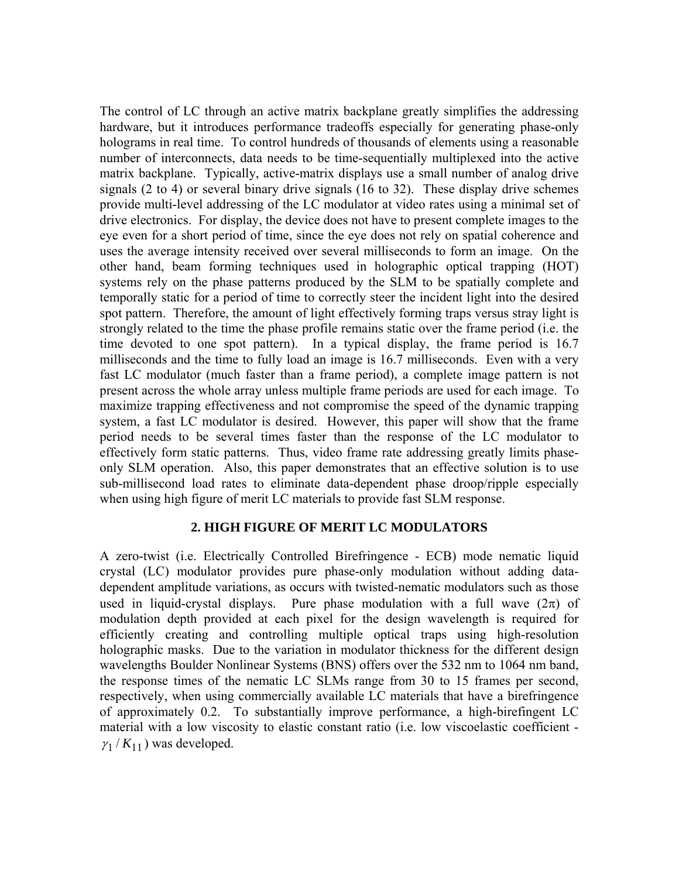The control of LC through an active matrix backplane greatly simplifies the addressing hardware, but it introduces performance tradeoffs especially for generating phase-only holograms in real time. To control hundreds of thousands of elements using a reasonable number of interconnects, data needs to be time-sequentially multiplexed into the active matrix backplane. Typically, active-matrix displays use a small number of analog drive signals (2 to 4) or several binary drive signals (16 to 32). These display drive schemes provide multi-level addressing of the LC modulator at video rates using a minimal set of drive electronics. For display, the device does not have to present complete images to the eye even for a short period of time, since the eye does not rely on spatial coherence and uses the average intensity received over several milliseconds to form an image. On the other hand, beam forming techniques used in holographic optical trapping (HOT) systems rely on the phase patterns produced by the SLM to be spatially complete and temporally static for a period of time to correctly steer the incident light into the desired spot pattern. Therefore, the amount of light effectively forming traps versus stray light is strongly related to the time the phase profile remains static over the frame period (i.e. the time devoted to one spot pattern). In a typical display, the frame period is 16.7 milliseconds and the time to fully load an image is 16.7 milliseconds. Even with a very fast LC modulator (much faster than a frame period), a complete image pattern is not present across the whole array unless multiple frame periods are used for each image. To maximize trapping effectiveness and not compromise the speed of the dynamic trapping system, a fast LC modulator is desired. However, this paper will show that the frame period needs to be several times faster than the response of the LC modulator to effectively form static patterns. Thus, video frame rate addressing greatly limits phase-only SLM operation. Also, this paper demonstrates that an effective solution is to use sub-millisecond load rates to eliminate data-dependent phase droop/ripple especially when using high figure of merit LC materials to provide fast SLM response.

## 2. HIGH FIGURE OF MERIT LC MODULATORS

A zero-twist (i.e. Electrically Controlled Birefringence - ECB) mode nematic liquid crystal (LC) modulator provides pure phase-only modulation without adding data-dependent amplitude variations, as occurs with twisted-nematic modulators such as those used in liquid-crystal displays. Pure phase modulation with a full wave ($2\pi$) of modulation depth provided at each pixel for the design wavelength is required for efficiently creating and controlling multiple optical traps using high-resolution holographic masks. Due to the variation in modulator thickness for the different design wavelengths Boulder Nonlinear Systems (BNS) offers over the 532 nm to 1064 nm band, the response times of the nematic LC SLMs range from 30 to 15 frames per second, respectively, when using commercially available LC materials that have a birefringence of approximately 0.2. To substantially improve performance, a high-birefingent LC material with a low viscosity to elastic constant ratio (i.e. low viscoelastic coefficient - $\gamma_1 / K_{11}$) was developed.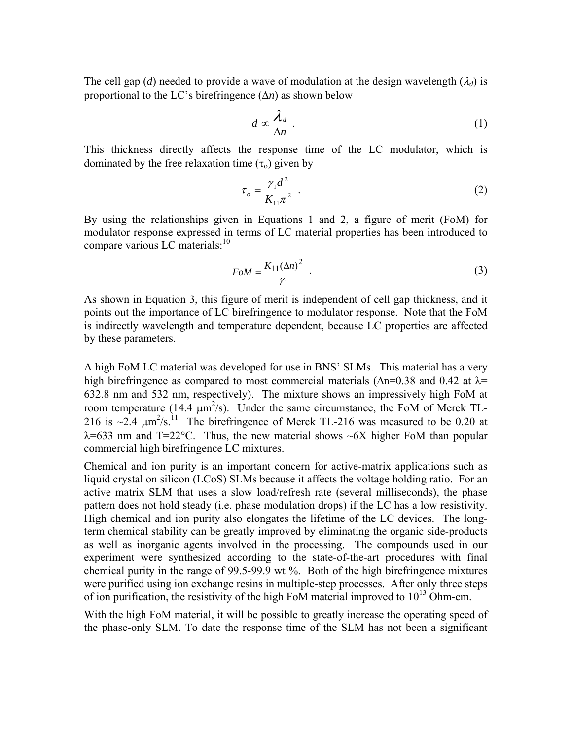The cell gap ($d$) needed to provide a wave of modulation at the design wavelength ($\lambda_d$) is proportional to the LC's birefringence ($\Delta n$) as shown below

$$d \propto \frac{\lambda_d}{\Delta n} \ . \tag{1}$$

This thickness directly affects the response time of the LC modulator, which is dominated by the free relaxation time ($\tau_o$) given by

$$\tau_o = \frac{\gamma_1 d^2}{K_{11} \pi^2} \ . \tag{2}$$

By using the relationships given in Equations 1 and 2, a figure of merit (FoM) for modulator response expressed in terms of LC material properties has been introduced to compare various LC materials:[10]

$$FoM = \frac{K_{11} (\Delta n)^2}{\gamma_1} \ . \tag{3}$$

As shown in Equation 3, this figure of merit is independent of cell gap thickness, and it points out the importance of LC birefringence to modulator response. Note that the FoM is indirectly wavelength and temperature dependent, because LC properties are affected by these parameters.

A high FoM LC material was developed for use in BNS' SLMs. This material has a very high birefringence as compared to most commercial materials ($\Delta$n=0.38 and 0.42 at $\lambda$= 632.8 nm and 532 nm, respectively). The mixture shows an impressively high FoM at room temperature (14.4 $\mu m^2/s$). Under the same circumstance, the FoM of Merck TL-216 is ~2.4 $\mu m^2/s$.[11] The birefringence of Merck TL-216 was measured to be 0.20 at $\lambda$=633 nm and T=22°C. Thus, the new material shows ~6X higher FoM than popular commercial high birefringence LC mixtures.

Chemical and ion purity is an important concern for active-matrix applications such as liquid crystal on silicon (LCoS) SLMs because it affects the voltage holding ratio. For an active matrix SLM that uses a slow load/refresh rate (several milliseconds), the phase pattern does not hold steady (i.e. phase modulation drops) if the LC has a low resistivity. High chemical and ion purity also elongates the lifetime of the LC devices. The long-term chemical stability can be greatly improved by eliminating the organic side-products as well as inorganic agents involved in the processing. The compounds used in our experiment were synthesized according to the state-of-the-art procedures with final chemical purity in the range of 99.5-99.9 wt %. Both of the high birefringence mixtures were purified using ion exchange resins in multiple-step processes. After only three steps of ion purification, the resistivity of the high FoM material improved to $10^{13}$ Ohm-cm.

With the high FoM material, it will be possible to greatly increase the operating speed of the phase-only SLM. To date the response time of the SLM has not been a significant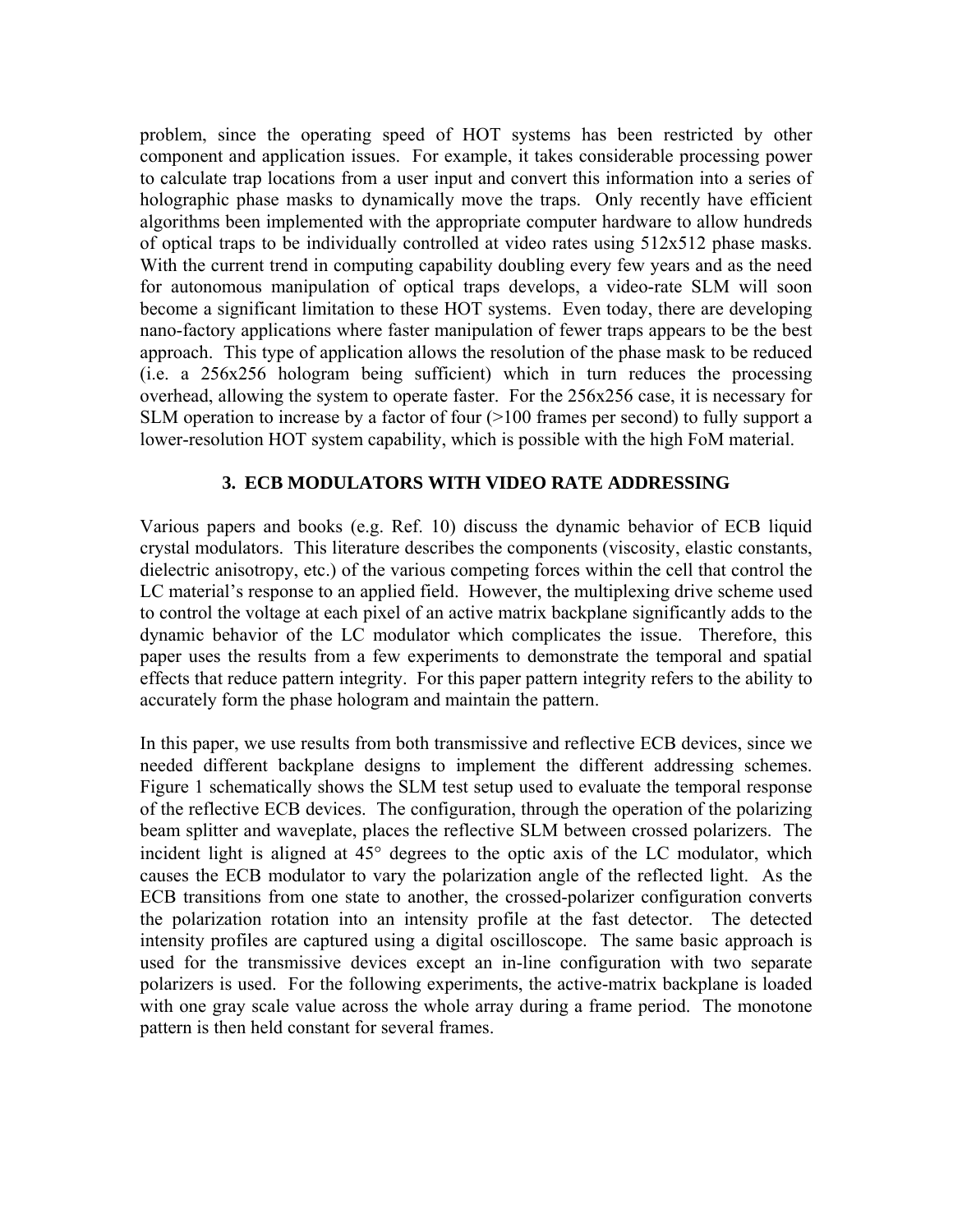problem, since the operating speed of HOT systems has been restricted by other component and application issues. For example, it takes considerable processing power to calculate trap locations from a user input and convert this information into a series of holographic phase masks to dynamically move the traps. Only recently have efficient algorithms been implemented with the appropriate computer hardware to allow hundreds of optical traps to be individually controlled at video rates using 512x512 phase masks. With the current trend in computing capability doubling every few years and as the need for autonomous manipulation of optical traps develops, a video-rate SLM will soon become a significant limitation to these HOT systems. Even today, there are developing nano-factory applications where faster manipulation of fewer traps appears to be the best approach. This type of application allows the resolution of the phase mask to be reduced (i.e. a 256x256 hologram being sufficient) which in turn reduces the processing overhead, allowing the system to operate faster. For the 256x256 case, it is necessary for SLM operation to increase by a factor of four (>100 frames per second) to fully support a lower-resolution HOT system capability, which is possible with the high FoM material.

## 3. ECB MODULATORS WITH VIDEO RATE ADDRESSING

Various papers and books (e.g. Ref. 10) discuss the dynamic behavior of ECB liquid crystal modulators. This literature describes the components (viscosity, elastic constants, dielectric anisotropy, etc.) of the various competing forces within the cell that control the LC material's response to an applied field. However, the multiplexing drive scheme used to control the voltage at each pixel of an active matrix backplane significantly adds to the dynamic behavior of the LC modulator which complicates the issue. Therefore, this paper uses the results from a few experiments to demonstrate the temporal and spatial effects that reduce pattern integrity. For this paper pattern integrity refers to the ability to accurately form the phase hologram and maintain the pattern.

In this paper, we use results from both transmissive and reflective ECB devices, since we needed different backplane designs to implement the different addressing schemes. Figure 1 schematically shows the SLM test setup used to evaluate the temporal response of the reflective ECB devices. The configuration, through the operation of the polarizing beam splitter and waveplate, places the reflective SLM between crossed polarizers. The incident light is aligned at 45° degrees to the optic axis of the LC modulator, which causes the ECB modulator to vary the polarization angle of the reflected light. As the ECB transitions from one state to another, the crossed-polarizer configuration converts the polarization rotation into an intensity profile at the fast detector. The detected intensity profiles are captured using a digital oscilloscope. The same basic approach is used for the transmissive devices except an in-line configuration with two separate polarizers is used. For the following experiments, the active-matrix backplane is loaded with one gray scale value across the whole array during a frame period. The monotone pattern is then held constant for several frames.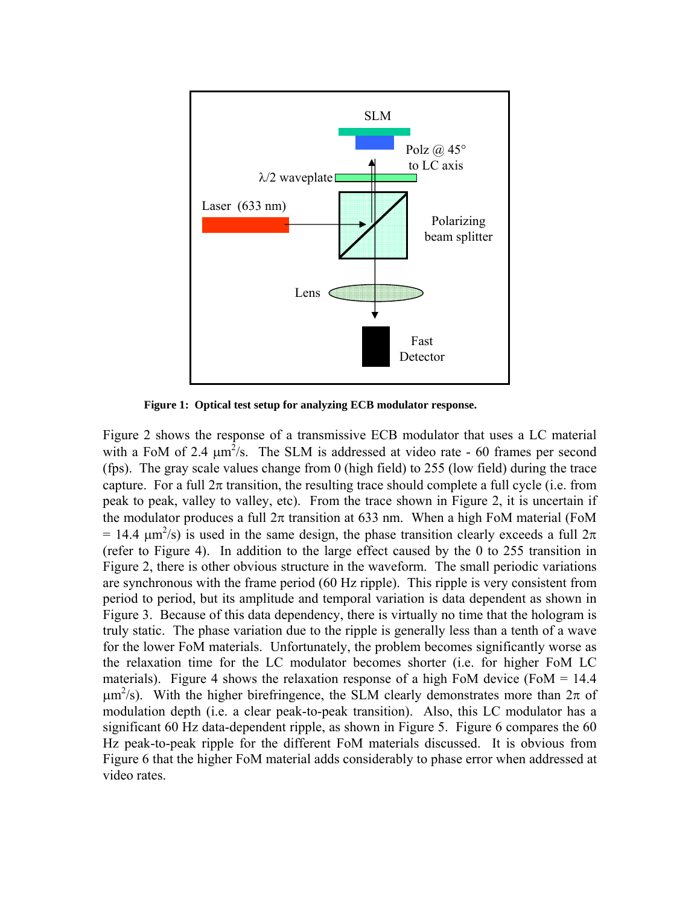SLM

Polz @ 45° to LC axis

λ/2 waveplate

Laser (633 nm)

Polarizing beam splitter

Lens

Fast Detector

**Figure 1: Optical test setup for analyzing ECB modulator response.**

Figure 2 shows the response of a transmissive ECB modulator that uses a LC material with a FoM of 2.4 $\mu m^2/s$. The SLM is addressed at video rate - 60 frames per second (fps). The gray scale values change from 0 (high field) to 255 (low field) during the trace capture. For a full $2\pi$ transition, the resulting trace should complete a full cycle (i.e. from peak to peak, valley to valley, etc). From the trace shown in Figure 2, it is uncertain if the modulator produces a full $2\pi$ transition at 633 nm. When a high FoM material (FoM = 14.4 $\mu m^2/s$) is used in the same design, the phase transition clearly exceeds a full $2\pi$ (refer to Figure 4). In addition to the large effect caused by the 0 to 255 transition in Figure 2, there is other obvious structure in the waveform. The small periodic variations are synchronous with the frame period (60 Hz ripple). This ripple is very consistent from period to period, but its amplitude and temporal variation is data dependent as shown in Figure 3. Because of this data dependency, there is virtually no time that the hologram is truly static. The phase variation due to the ripple is generally less than a tenth of a wave for the lower FoM materials. Unfortunately, the problem becomes significantly worse as the relaxation time for the LC modulator becomes shorter (i.e. for higher FoM LC materials). Figure 4 shows the relaxation response of a high FoM device (FoM = 14.4 $\mu m^2/s$). With the higher birefringence, the SLM clearly demonstrates more than $2\pi$ of modulation depth (i.e. a clear peak-to-peak transition). Also, this LC modulator has a significant 60 Hz data-dependent ripple, as shown in Figure 5. Figure 6 compares the 60 Hz peak-to-peak ripple for the different FoM materials discussed. It is obvious from Figure 6 that the higher FoM material adds considerably to phase error when addressed at video rates.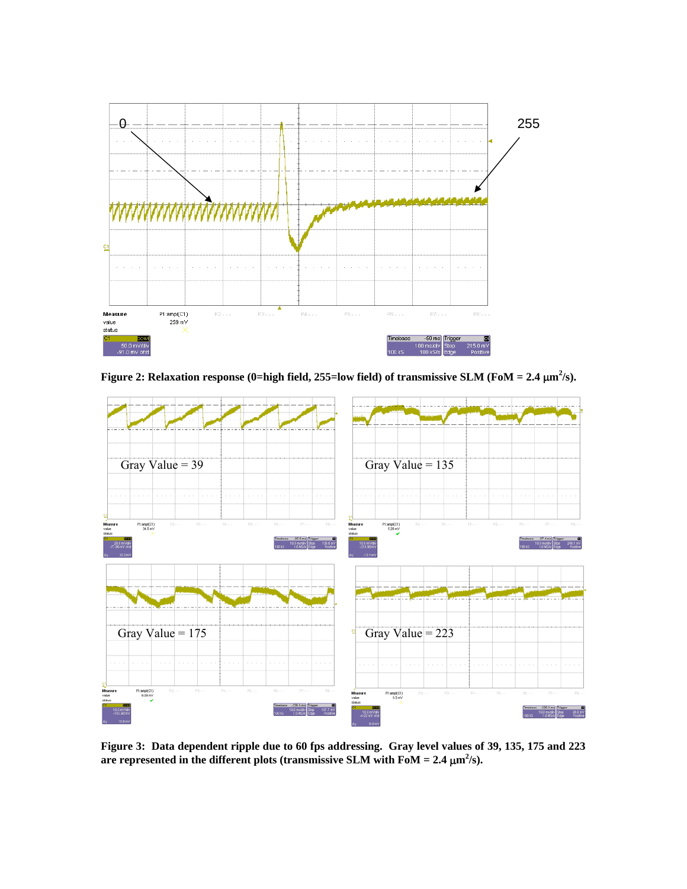**Figure 2: Relaxation response (0=high field, 255=low field) of transmissive SLM (FoM = 2.4 $\mu m^2$/s).**

**Figure 3: Data dependent ripple due to 60 fps addressing. Gray level values of 39, 135, 175 and 223 are represented in the different plots (transmissive SLM with FoM = 2.4 $\mu m^2$/s).**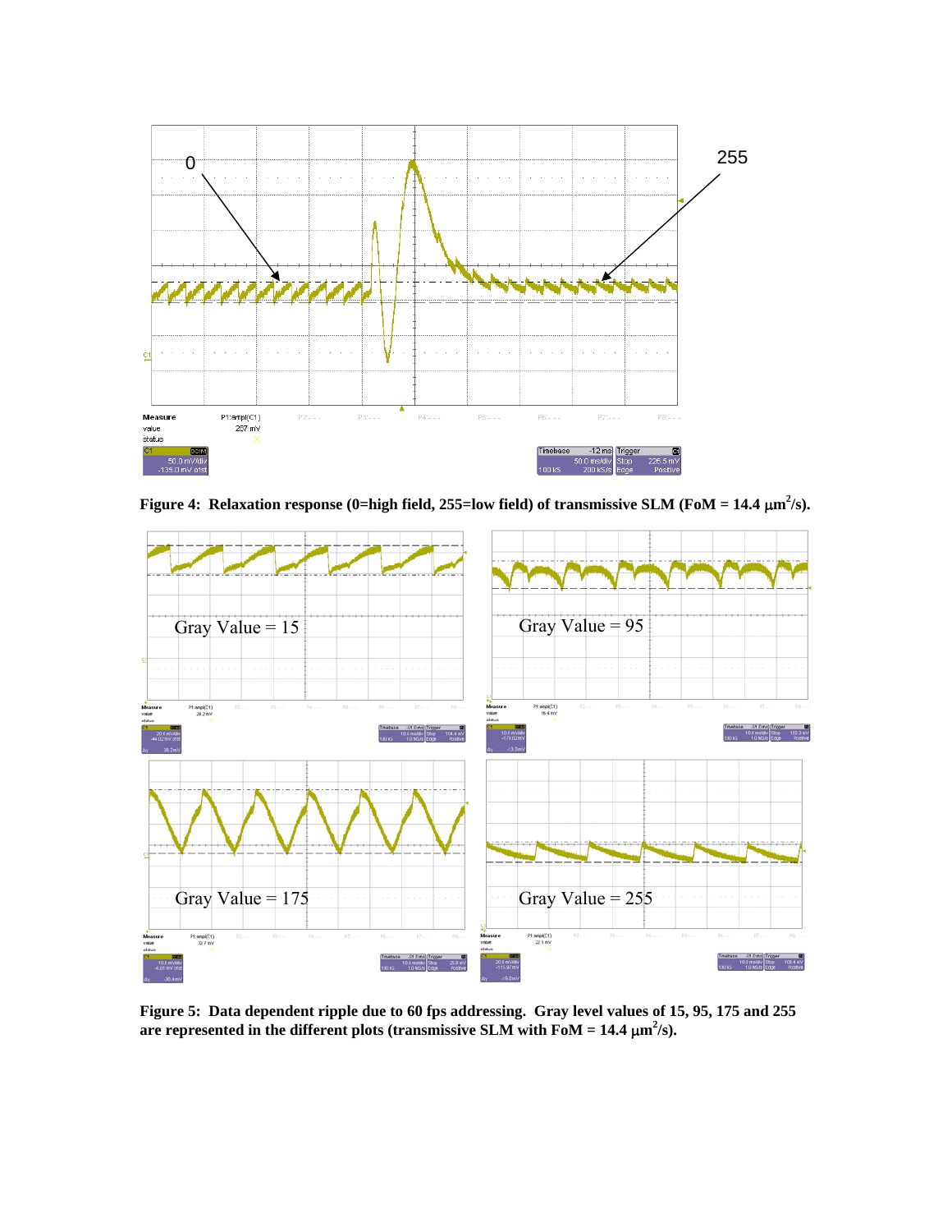Figure 4: Relaxation response (0=high field, 255=low field) of transmissive SLM (FoM = 14.4 $\mu m^2/s$).

Figure 5: Data dependent ripple due to 60 fps addressing. Gray level values of 15, 95, 175 and 255 are represented in the different plots (transmissive SLM with FoM = 14.4 $\mu m^2/s$).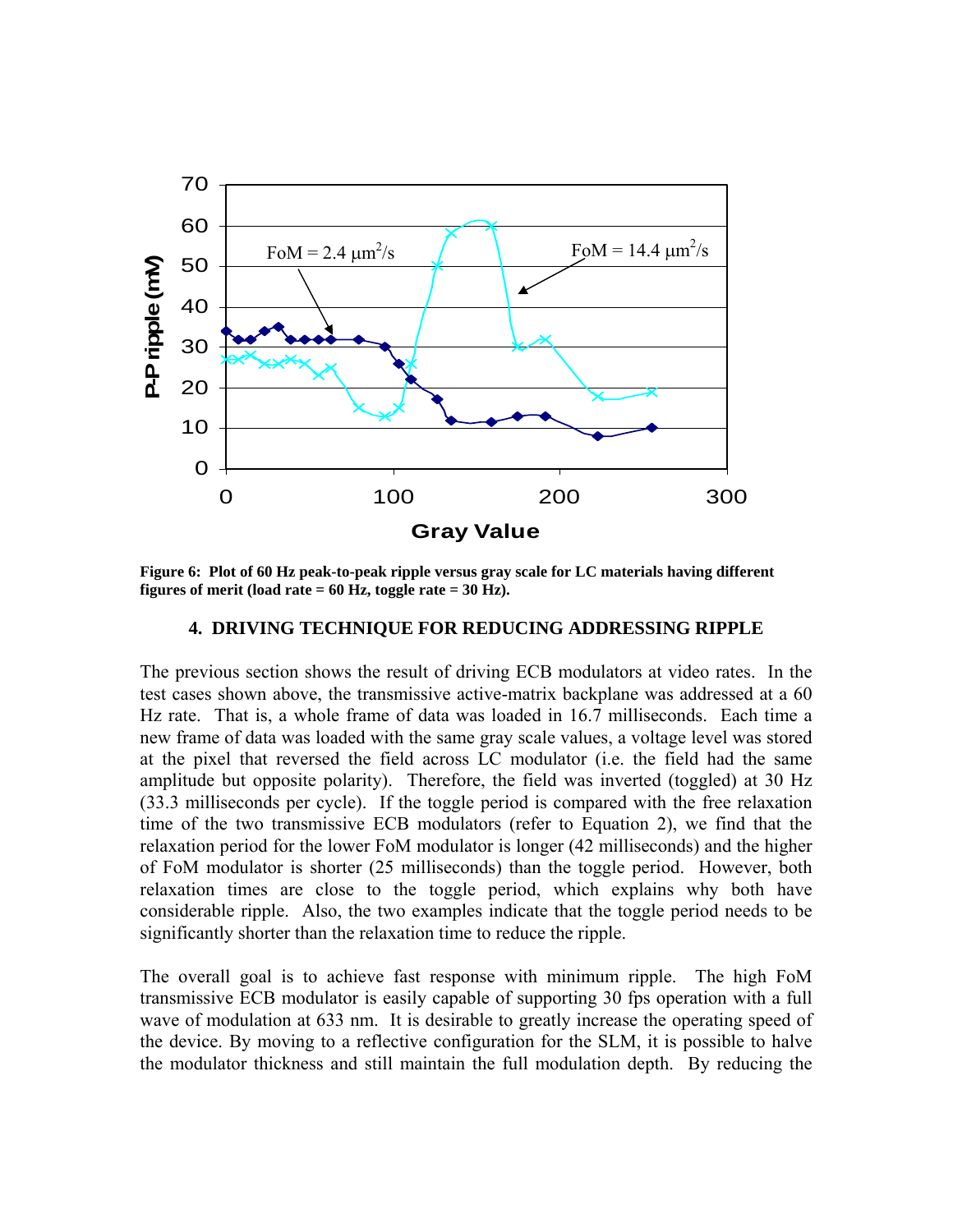**Figure 6: Plot of 60 Hz peak-to-peak ripple versus gray scale for LC materials having different figures of merit (load rate = 60 Hz, toggle rate = 30 Hz).**

## 4. DRIVING TECHNIQUE FOR REDUCING ADDRESSING RIPPLE

The previous section shows the result of driving ECB modulators at video rates. In the test cases shown above, the transmissive active-matrix backplane was addressed at a 60 Hz rate. That is, a whole frame of data was loaded in 16.7 milliseconds. Each time a new frame of data was loaded with the same gray scale values, a voltage level was stored at the pixel that reversed the field across LC modulator (i.e. the field had the same amplitude but opposite polarity). Therefore, the field was inverted (toggled) at 30 Hz (33.3 milliseconds per cycle). If the toggle period is compared with the free relaxation time of the two transmissive ECB modulators (refer to Equation 2), we find that the relaxation period for the lower FoM modulator is longer (42 milliseconds) and the higher of FoM modulator is shorter (25 milliseconds) than the toggle period. However, both relaxation times are close to the toggle period, which explains why both have considerable ripple. Also, the two examples indicate that the toggle period needs to be significantly shorter than the relaxation time to reduce the ripple.

The overall goal is to achieve fast response with minimum ripple. The high FoM transmissive ECB modulator is easily capable of supporting 30 fps operation with a full wave of modulation at 633 nm. It is desirable to greatly increase the operating speed of the device. By moving to a reflective configuration for the SLM, it is possible to halve the modulator thickness and still maintain the full modulation depth. By reducing the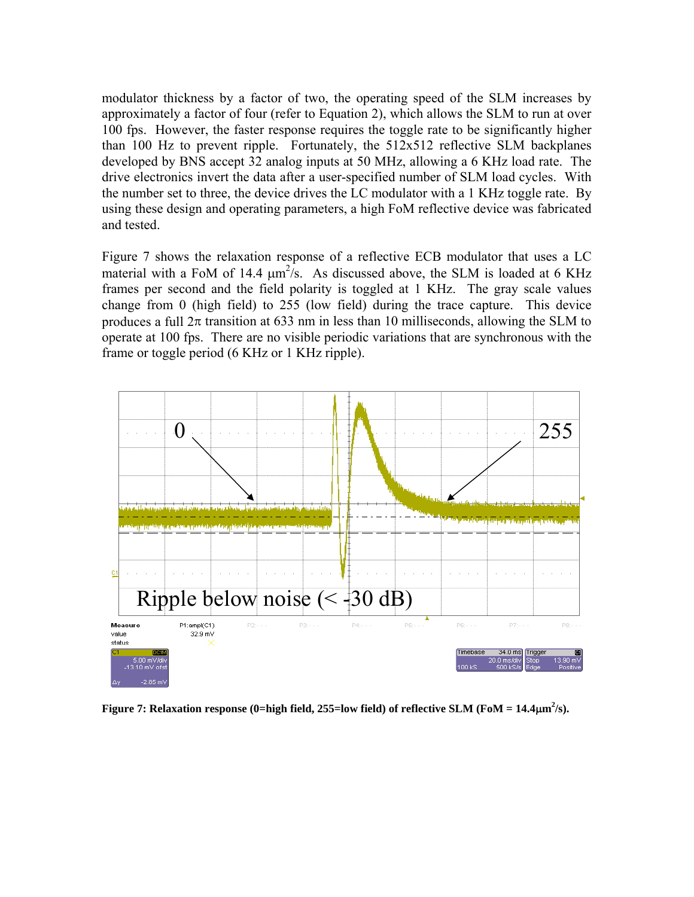modulator thickness by a factor of two, the operating speed of the SLM increases by approximately a factor of four (refer to Equation 2), which allows the SLM to run at over 100 fps. However, the faster response requires the toggle rate to be significantly higher than 100 Hz to prevent ripple. Fortunately, the 512x512 reflective SLM backplanes developed by BNS accept 32 analog inputs at 50 MHz, allowing a 6 KHz load rate. The drive electronics invert the data after a user-specified number of SLM load cycles. With the number set to three, the device drives the LC modulator with a 1 KHz toggle rate. By using these design and operating parameters, a high FoM reflective device was fabricated and tested.

Figure 7 shows the relaxation response of a reflective ECB modulator that uses a LC material with a FoM of 14.4 $\mu m^2/s$. As discussed above, the SLM is loaded at 6 KHz frames per second and the field polarity is toggled at 1 KHz. The gray scale values change from 0 (high field) to 255 (low field) during the trace capture. This device produces a full $2\pi$ transition at 633 nm in less than 10 milliseconds, allowing the SLM to operate at 100 fps. There are no visible periodic variations that are synchronous with the frame or toggle period (6 KHz or 1 KHz ripple).

**Figure 7: Relaxation response (0=high field, 255=low field) of reflective SLM (FoM = 14.4$\mu m^2/s$).**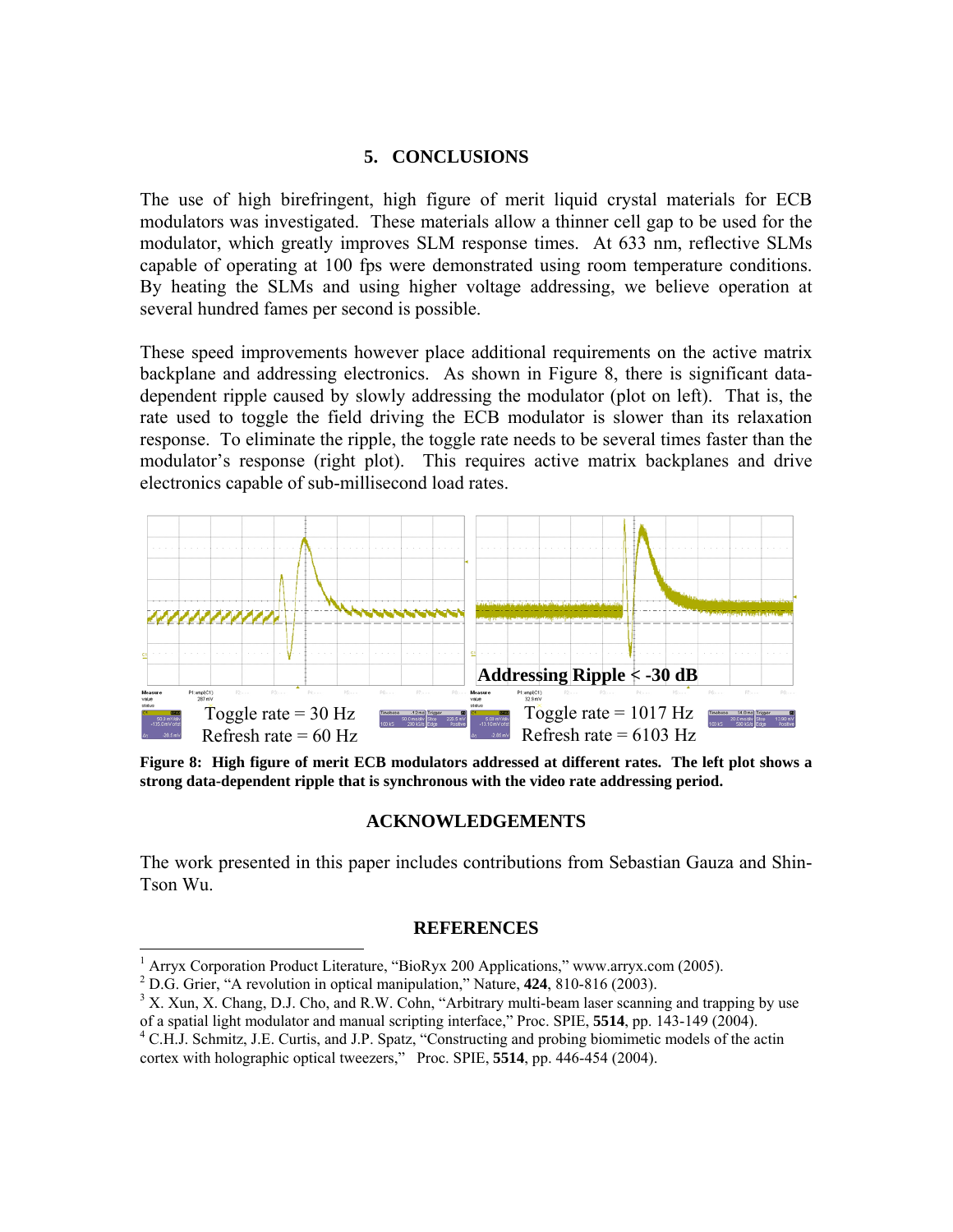## 5. CONCLUSIONS

The use of high birefringent, high figure of merit liquid crystal materials for ECB modulators was investigated. These materials allow a thinner cell gap to be used for the modulator, which greatly improves SLM response times. At 633 nm, reflective SLMs capable of operating at 100 fps were demonstrated using room temperature conditions. By heating the SLMs and using higher voltage addressing, we believe operation at several hundred fames per second is possible.

These speed improvements however place additional requirements on the active matrix backplane and addressing electronics. As shown in Figure 8, there is significant data-dependent ripple caused by slowly addressing the modulator (plot on left). That is, the rate used to toggle the field driving the ECB modulator is slower than its relaxation response. To eliminate the ripple, the toggle rate needs to be several times faster than the modulator's response (right plot). This requires active matrix backplanes and drive electronics capable of sub-millisecond load rates.

Addressing Ripple < -30 dB

Toggle rate = 30 Hz
Refresh rate = 60 Hz

Toggle rate = 1017 Hz
Refresh rate = 6103 Hz

**Figure 8: High figure of merit ECB modulators addressed at different rates. The left plot shows a strong data-dependent ripple that is synchronous with the video rate addressing period.**

## ACKNOWLEDGEMENTS

The work presented in this paper includes contributions from Sebastian Gauza and Shin-Tson Wu.

## REFERENCES

[1] Arryx Corporation Product Literature, "BioRyx 200 Applications," www.arryx.com (2005).

[2] D.G. Grier, "A revolution in optical manipulation," Nature, **424**, 810-816 (2003).

[3] X. Xun, X. Chang, D.J. Cho, and R.W. Cohn, "Arbitrary multi-beam laser scanning and trapping by use of a spatial light modulator and manual scripting interface," Proc. SPIE, **5514**, pp. 143-149 (2004).

[4] C.H.J. Schmitz, J.E. Curtis, and J.P. Spatz, "Constructing and probing biomimetic models of the actin cortex with holographic optical tweezers," Proc. SPIE, **5514**, pp. 446-454 (2004).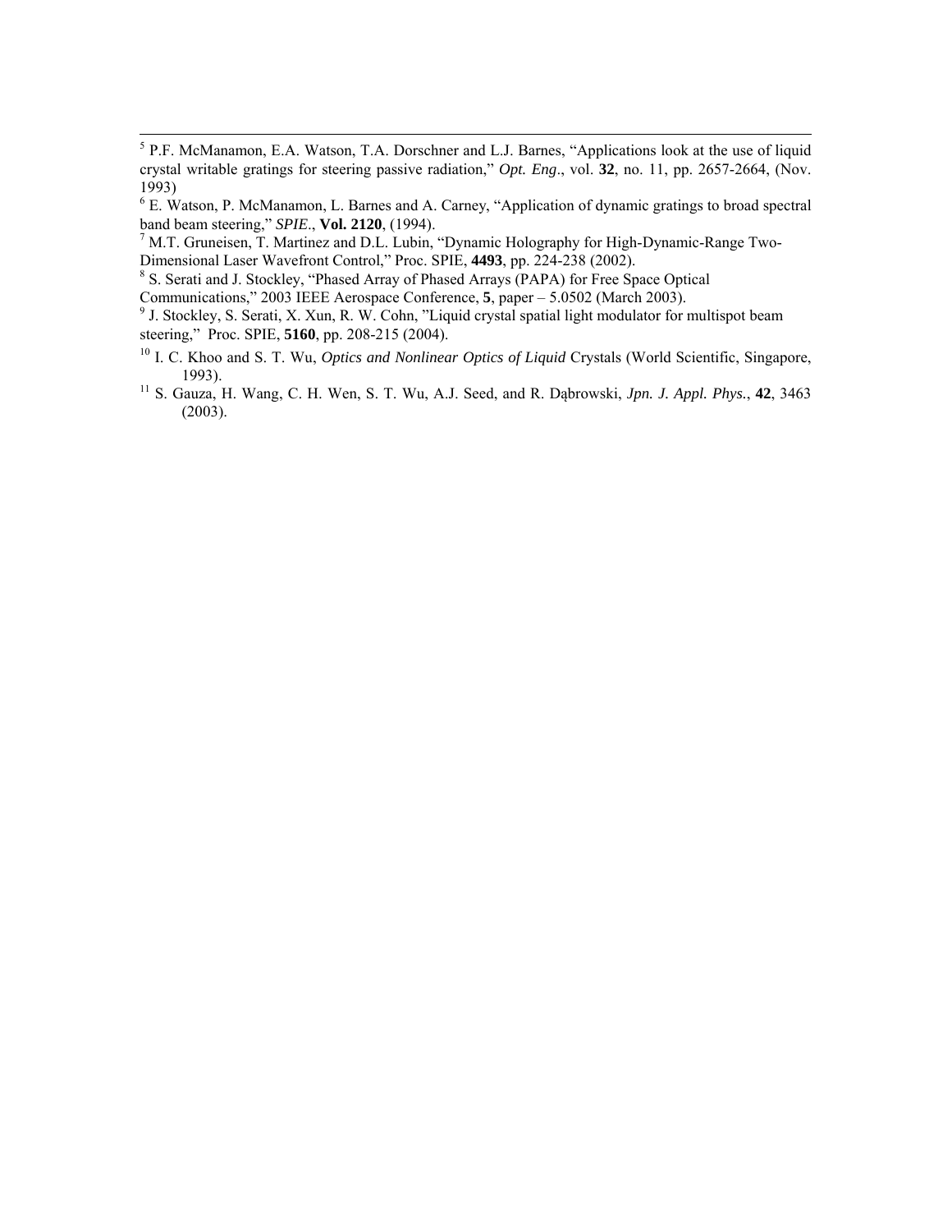[5] P.F. McManamon, E.A. Watson, T.A. Dorschner and L.J. Barnes, "Applications look at the use of liquid crystal writable gratings for steering passive radiation," *Opt. Eng*., vol. **32**, no. 11, pp. 2657-2664, (Nov. 1993)

[6] E. Watson, P. McManamon, L. Barnes and A. Carney, "Application of dynamic gratings to broad spectral band beam steering," *SPIE*., **Vol. 2120**, (1994).

[7] M.T. Gruneisen, T. Martinez and D.L. Lubin, "Dynamic Holography for High-Dynamic-Range Two-Dimensional Laser Wavefront Control," Proc. SPIE, **4493**, pp. 224-238 (2002).

[8] S. Serati and J. Stockley, "Phased Array of Phased Arrays (PAPA) for Free Space Optical Communications," 2003 IEEE Aerospace Conference, **5**, paper – 5.0502 (March 2003).

[9] J. Stockley, S. Serati, X. Xun, R. W. Cohn, "Liquid crystal spatial light modulator for multispot beam steering," Proc. SPIE, **5160**, pp. 208-215 (2004).

[10] I. C. Khoo and S. T. Wu, *Optics and Nonlinear Optics of Liquid* Crystals (World Scientific, Singapore, 1993).

[11] S. Gauza, H. Wang, C. H. Wen, S. T. Wu, A.J. Seed, and R. Dąbrowski, *Jpn. J. Appl. Phys.*, **42**, 3463 (2003).